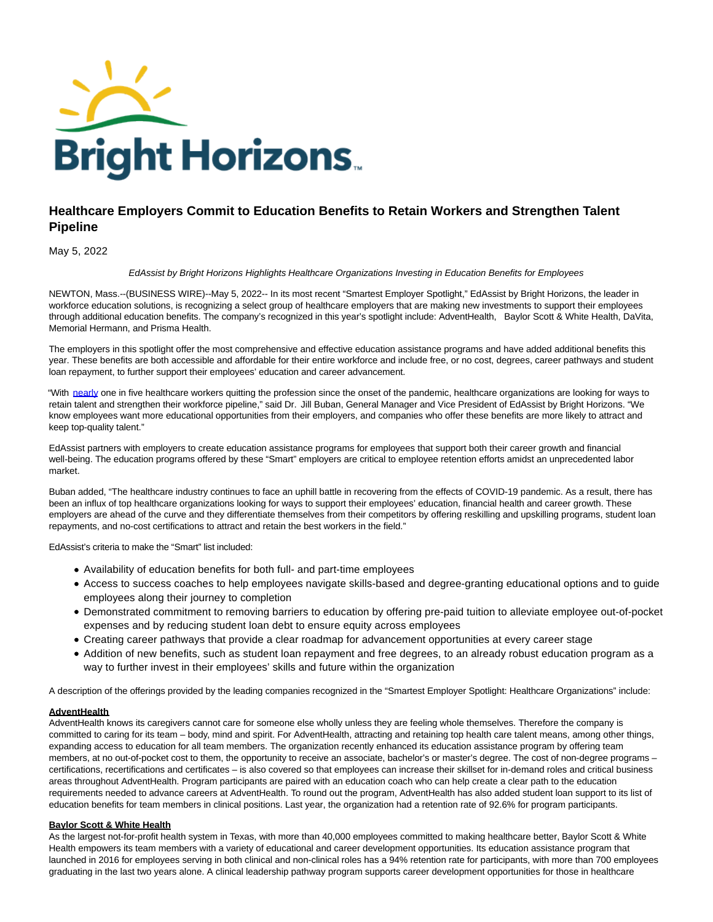# Healthcare Employers Commit to Education Benefits to Retain Workers and Strengthen Talent Pipeline

May 5, 2022

*EdAssist by Bright Horizons Highlights Healthcare Organizations Investing in Education Benefits for Employees*

NEWTON, Mass.--(BUSINESS WIRE)--May 5, 2022-- In its most recent "Smartest Employer Spotlight," EdAssist by Bright Horizons, the leader in workforce education solutions, is recognizing a select group of healthcare employers that are making new investments to support their employees through additional education benefits. The company's recognized in this year's spotlight include: AdventHealth, Baylor Scott & White Health, DaVita, Memorial Hermann, and Prisma Health.

The employers in this spotlight offer the most comprehensive and effective education assistance programs and have added additional benefits this year. These benefits are both accessible and affordable for their entire workforce and include free, or no cost, degrees, career pathways and student loan repayment, to further support their employees' education and career advancement.

"With nearly one in five healthcare workers quitting the profession since the onset of the pandemic, healthcare organizations are looking for ways to retain talent and strengthen their workforce pipeline," said Dr. Jill Buban, General Manager and Vice President of EdAssist by Bright Horizons. "We know employees want more educational opportunities from their employers, and companies who offer these benefits are more likely to attract and keep top-quality talent."

EdAssist partners with employers to create education assistance programs for employees that support both their career growth and financial well-being. The education programs offered by these "Smart" employers are critical to employee retention efforts amidst an unprecedented labor market.

Buban added, "The healthcare industry continues to face an uphill battle in recovering from the effects of COVID-19 pandemic. As a result, there has been an influx of top healthcare organizations looking for ways to support their employees' education, financial health and career growth. These employers are ahead of the curve and they differentiate themselves from their competitors by offering reskilling and upskilling programs, student loan repayments, and no-cost certifications to attract and retain the best workers in the field."

EdAssist's criteria to make the "Smart" list included:

- Availability of education benefits for both full- and part-time employees
- Access to success coaches to help employees navigate skills-based and degree-granting educational options and to guide employees along their journey to completion
- Demonstrated commitment to removing barriers to education by offering pre-paid tuition to alleviate employee out-of-pocket expenses and by reducing student loan debt to ensure equity across employees
- Creating career pathways that provide a clear roadmap for advancement opportunities at every career stage
- Addition of new benefits, such as student loan repayment and free degrees, to an already robust education program as a way to further invest in their employees' skills and future within the organization

A description of the offerings provided by the leading companies recognized in the "Smartest Employer Spotlight: Healthcare Organizations" include:

**AdventHealth**

AdventHealth knows its caregivers cannot care for someone else wholly unless they are feeling whole themselves. Therefore the company is committed to caring for its team – body, mind and spirit. For AdventHealth, attracting and retaining top health care talent means, among other things, expanding access to education for all team members. The organization recently enhanced its education assistance program by offering team members, at no out-of-pocket cost to them, the opportunity to receive an associate, bachelor's or master's degree. The cost of non-degree programs – certifications, recertifications and certificates – is also covered so that employees can increase their skillset for in-demand roles and critical business areas throughout AdventHealth. Program participants are paired with an education coach who can help create a clear path to the education requirements needed to advance careers at AdventHealth. To round out the program, AdventHealth has also added student loan support to its list of education benefits for team members in clinical positions. Last year, the organization had a retention rate of 92.6% for program participants.

**Baylor Scott & White Health**

As the largest not-for-profit health system in Texas, with more than 40,000 employees committed to making healthcare better, Baylor Scott & White Health empowers its team members with a variety of educational and career development opportunities. Its education assistance program that launched in 2016 for employees serving in both clinical and non-clinical roles has a 94% retention rate for participants, with more than 700 employees graduating in the last two years alone. A clinical leadership pathway program supports career development opportunities for those in healthcare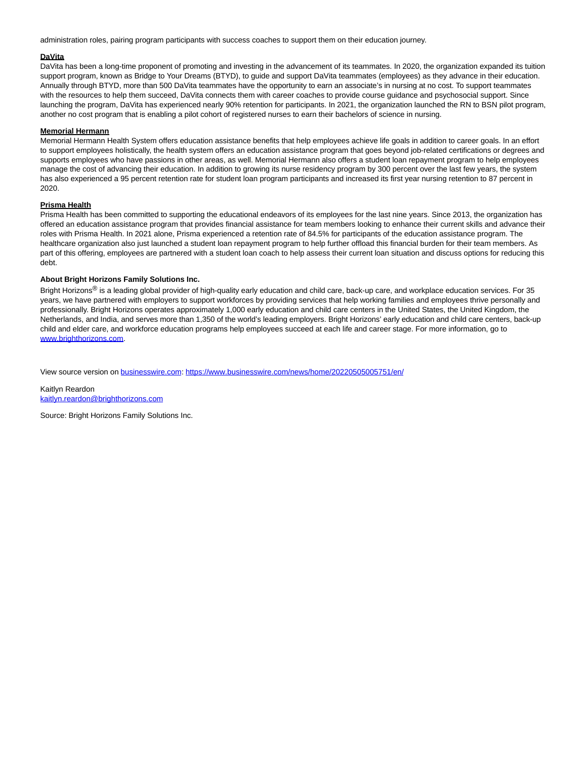administration roles, pairing program participants with success coaches to support them on their education journey.

**DaVita**

DaVita has been a long-time proponent of promoting and investing in the advancement of its teammates. In 2020, the organization expanded its tuition support program, known as Bridge to Your Dreams (BTYD), to guide and support DaVita teammates (employees) as they advance in their education. Annually through BTYD, more than 500 DaVita teammates have the opportunity to earn an associate's in nursing at no cost. To support teammates with the resources to help them succeed, DaVita connects them with career coaches to provide course guidance and psychosocial support. Since launching the program, DaVita has experienced nearly 90% retention for participants. In 2021, the organization launched the RN to BSN pilot program, another no cost program that is enabling a pilot cohort of registered nurses to earn their bachelors of science in nursing.

**Memorial Hermann**

Memorial Hermann Health System offers education assistance benefits that help employees achieve life goals in addition to career goals. In an effort to support employees holistically, the health system offers an education assistance program that goes beyond job-related certifications or degrees and supports employees who have passions in other areas, as well. Memorial Hermann also offers a student loan repayment program to help employees manage the cost of advancing their education. In addition to growing its nurse residency program by 300 percent over the last few years, the system has also experienced a 95 percent retention rate for student loan program participants and increased its first year nursing retention to 87 percent in 2020.

**Prisma Health**

Prisma Health has been committed to supporting the educational endeavors of its employees for the last nine years. Since 2013, the organization has offered an education assistance program that provides financial assistance for team members looking to enhance their current skills and advance their roles with Prisma Health. In 2021 alone, Prisma experienced a retention rate of 84.5% for participants of the education assistance program. The healthcare organization also just launched a student loan repayment program to help further offload this financial burden for their team members. As part of this offering, employees are partnered with a student loan coach to help assess their current loan situation and discuss options for reducing this debt.

**About Bright Horizons Family Solutions Inc.**

Bright Horizons® is a leading global provider of high-quality early education and child care, back-up care, and workplace education services. For 35 years, we have partnered with employers to support workforces by providing services that help working families and employees thrive personally and professionally. Bright Horizons operates approximately 1,000 early education and child care centers in the United States, the United Kingdom, the Netherlands, and India, and serves more than 1,350 of the world's leading employers. Bright Horizons' early education and child care centers, back-up child and elder care, and workforce education programs help employees succeed at each life and career stage. For more information, go to [www.brighthorizons.com](http://www.brighthorizons.com).

View source version on [businesswire.com](https://businesswire.com): [https://www.businesswire.com/news/home/20220505005751/en/](https://www.businesswire.com/news/home/20220505005751/en/)

Kaitlyn Reardon
[kaitlyn.reardon@brighthorizons.com](mailto:kaitlyn.reardon@brighthorizons.com)

Source: Bright Horizons Family Solutions Inc.